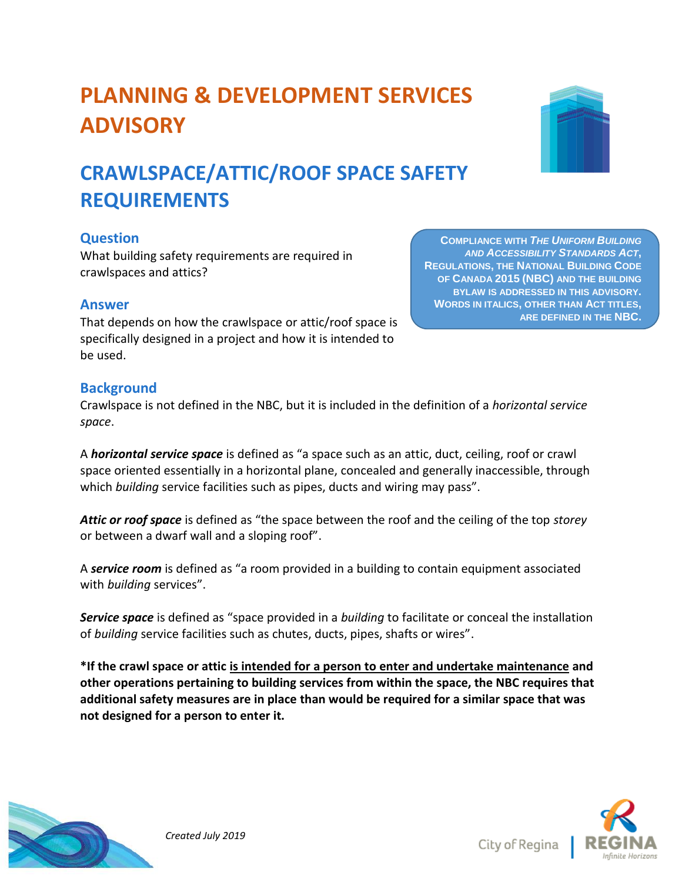# PLANNING & DEVELOPMENT SERVICES ADVISORY

## CRAWLSPACE/ATTIC/ROOF SPACE SAFETY REQUIREMENTS

COMPLIANCE WITH *THE UNIFORM BUILDING AND ACCESSIBILITY STANDARDS ACT*, REGULATIONS, THE NATIONAL BUILDING CODE OF CANADA 2015 (NBC) AND THE BUILDING BYLAW IS ADDRESSED IN THIS ADVISORY. WORDS IN ITALICS, OTHER THAN ACT TITLES, ARE DEFINED IN THE NBC.

### Question

What building safety requirements are required in crawlspaces and attics?

### Answer

That depends on how the crawlspace or attic/roof space is specifically designed in a project and how it is intended to be used.

### Background

Crawlspace is not defined in the NBC, but it is included in the definition of a *horizontal service space*.

A ***horizontal service space*** is defined as "a space such as an attic, duct, ceiling, roof or crawl space oriented essentially in a horizontal plane, concealed and generally inaccessible, through which *building* service facilities such as pipes, ducts and wiring may pass".

***Attic or roof space*** is defined as "the space between the roof and the ceiling of the top *storey* or between a dwarf wall and a sloping roof".

A ***service room*** is defined as "a room provided in a building to contain equipment associated with *building* services".

***Service space*** is defined as "space provided in a *building* to facilitate or conceal the installation of *building* service facilities such as chutes, ducts, pipes, shafts or wires".

**\*If the crawl space or attic <u>is intended for a person to enter and undertake maintenance</u> and other operations pertaining to building services from within the space, the NBC requires that additional safety measures are in place than would be required for a similar space that was not designed for a person to enter it.**

*Created July 2019*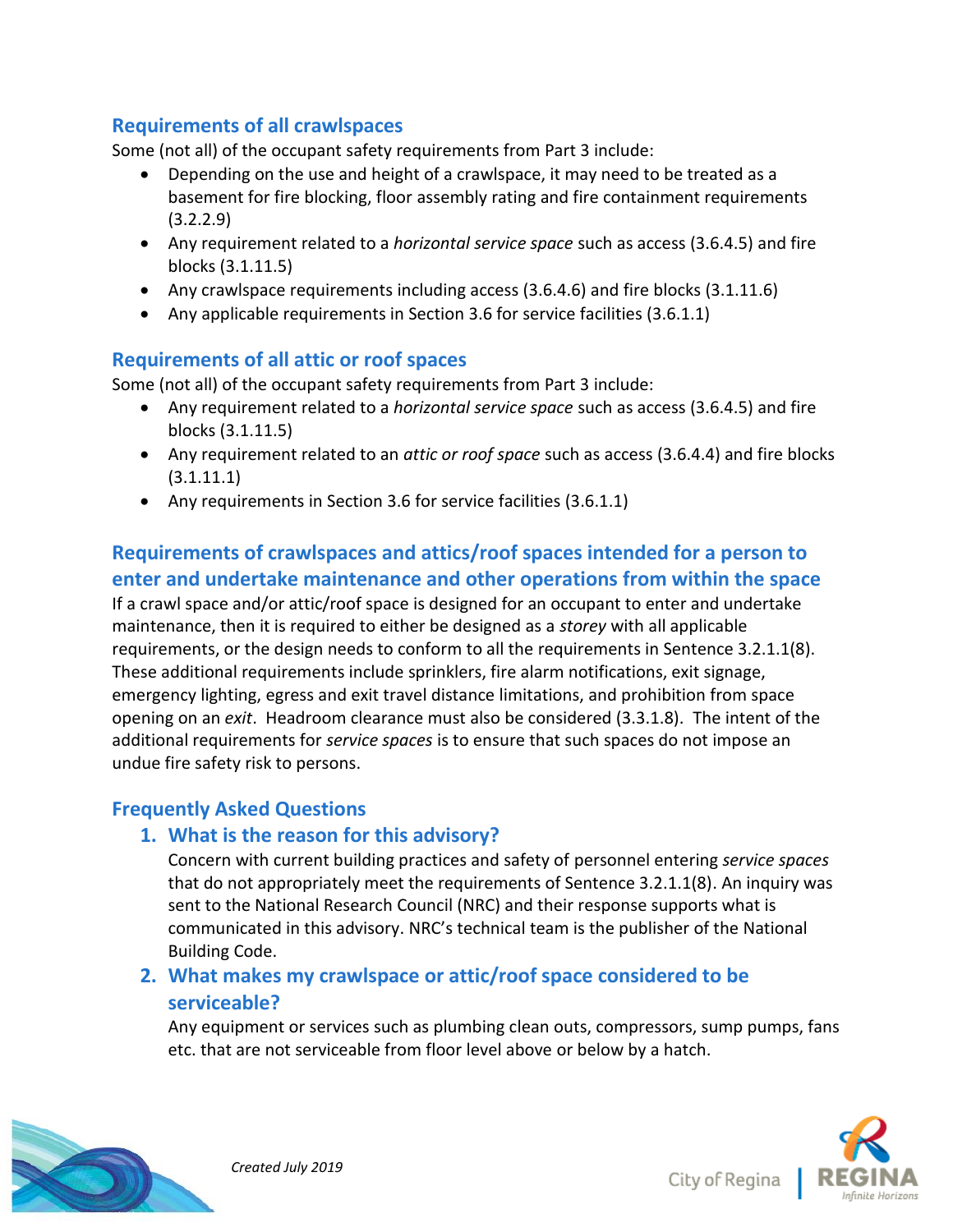## Requirements of all crawlspaces

Some (not all) of the occupant safety requirements from Part 3 include:

- Depending on the use and height of a crawlspace, it may need to be treated as a basement for fire blocking, floor assembly rating and fire containment requirements (3.2.2.9)
- Any requirement related to a *horizontal service space* such as access (3.6.4.5) and fire blocks (3.1.11.5)
- Any crawlspace requirements including access (3.6.4.6) and fire blocks (3.1.11.6)
- Any applicable requirements in Section 3.6 for service facilities (3.6.1.1)

## Requirements of all attic or roof spaces

Some (not all) of the occupant safety requirements from Part 3 include:

- Any requirement related to a *horizontal service space* such as access (3.6.4.5) and fire blocks (3.1.11.5)
- Any requirement related to an *attic or roof space* such as access (3.6.4.4) and fire blocks (3.1.11.1)
- Any requirements in Section 3.6 for service facilities (3.6.1.1)

## Requirements of crawlspaces and attics/roof spaces intended for a person to enter and undertake maintenance and other operations from within the space

If a crawl space and/or attic/roof space is designed for an occupant to enter and undertake maintenance, then it is required to either be designed as a *storey* with all applicable requirements, or the design needs to conform to all the requirements in Sentence 3.2.1.1(8). These additional requirements include sprinklers, fire alarm notifications, exit signage, emergency lighting, egress and exit travel distance limitations, and prohibition from space opening on an *exit*. Headroom clearance must also be considered (3.3.1.8). The intent of the additional requirements for *service spaces* is to ensure that such spaces do not impose an undue fire safety risk to persons.

## Frequently Asked Questions

### 1. What is the reason for this advisory?

Concern with current building practices and safety of personnel entering *service spaces* that do not appropriately meet the requirements of Sentence 3.2.1.1(8). An inquiry was sent to the National Research Council (NRC) and their response supports what is communicated in this advisory. NRC's technical team is the publisher of the National Building Code.

### 2. What makes my crawlspace or attic/roof space considered to be serviceable?

Any equipment or services such as plumbing clean outs, compressors, sump pumps, fans etc. that are not serviceable from floor level above or below by a hatch.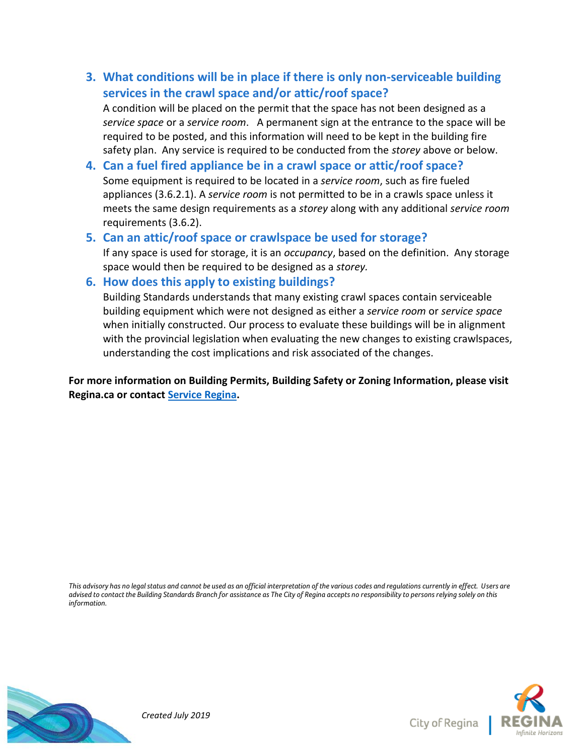### 3. What conditions will be in place if there is only non-serviceable building services in the crawl space and/or attic/roof space?

A condition will be placed on the permit that the space has not been designed as a *service space* or a *service room*. A permanent sign at the entrance to the space will be required to be posted, and this information will need to be kept in the building fire safety plan. Any service is required to be conducted from the *storey* above or below.

### 4. Can a fuel fired appliance be in a crawl space or attic/roof space?

Some equipment is required to be located in a *service room*, such as fire fueled appliances (3.6.2.1). A *service room* is not permitted to be in a crawls space unless it meets the same design requirements as a *storey* along with any additional *service room* requirements (3.6.2).

### 5. Can an attic/roof space or crawlspace be used for storage?

If any space is used for storage, it is an *occupancy*, based on the definition. Any storage space would then be required to be designed as a *storey.*

### 6. How does this apply to existing buildings?

Building Standards understands that many existing crawl spaces contain serviceable building equipment which were not designed as either a *service room* or *service space* when initially constructed. Our process to evaluate these buildings will be in alignment with the provincial legislation when evaluating the new changes to existing crawlspaces, understanding the cost implications and risk associated of the changes.

**For more information on Building Permits, Building Safety or Zoning Information, please visit Regina.ca or contact Service Regina.**

*This advisory has no legal status and cannot be used as an official interpretation of the various codes and regulations currently in effect. Users are advised to contact the Building Standards Branch for assistance as The City of Regina accepts no responsibility to persons relying solely on this information.*

*Created July 2019*

City of Regina | REGINA Infinite Horizons